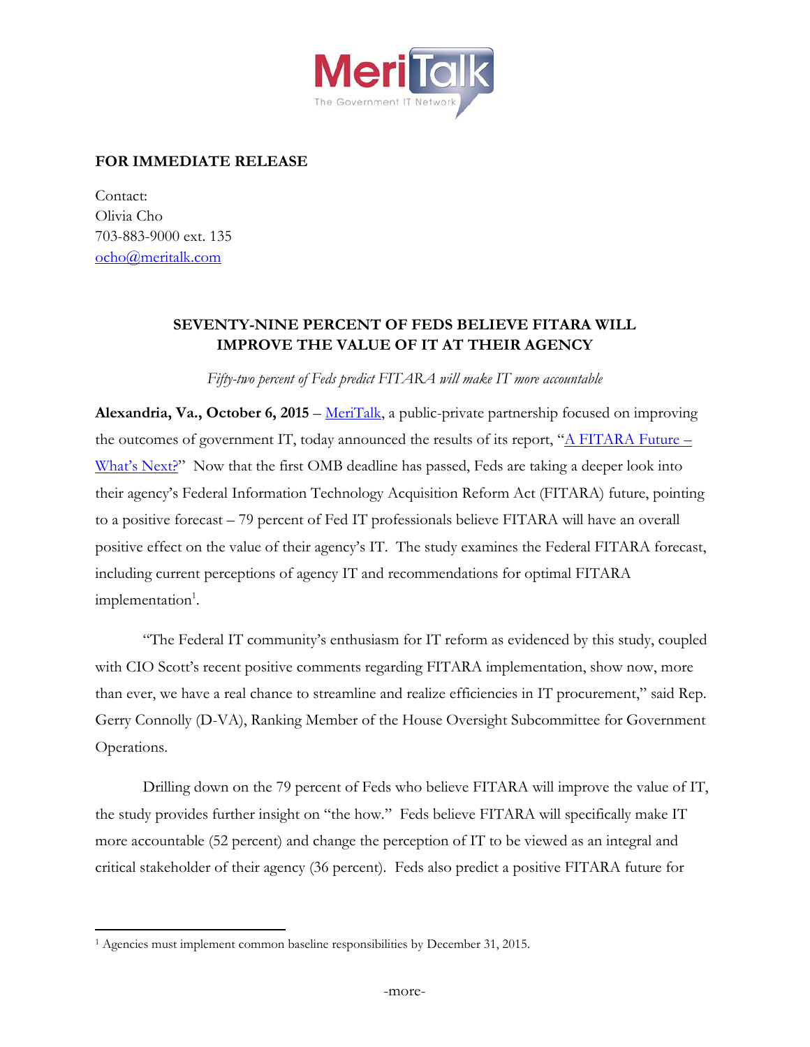**FOR IMMEDIATE RELEASE**

Contact:
Olivia Cho
703-883-9000 ext. 135
ocho@meritalk.com

## SEVENTY-NINE PERCENT OF FEDS BELIEVE FITARA WILL IMPROVE THE VALUE OF IT AT THEIR AGENCY

*Fifty-two percent of Feds predict FITARA will make IT more accountable*

**Alexandria, Va., October 6, 2015** – MeriTalk, a public-private partnership focused on improving the outcomes of government IT, today announced the results of its report, "A FITARA Future – What's Next?" Now that the first OMB deadline has passed, Feds are taking a deeper look into their agency's Federal Information Technology Acquisition Reform Act (FITARA) future, pointing to a positive forecast – 79 percent of Fed IT professionals believe FITARA will have an overall positive effect on the value of their agency's IT. The study examines the Federal FITARA forecast, including current perceptions of agency IT and recommendations for optimal FITARA implementation[1].

"The Federal IT community's enthusiasm for IT reform as evidenced by this study, coupled with CIO Scott's recent positive comments regarding FITARA implementation, show now, more than ever, we have a real chance to streamline and realize efficiencies in IT procurement," said Rep. Gerry Connolly (D-VA), Ranking Member of the House Oversight Subcommittee for Government Operations.

Drilling down on the 79 percent of Feds who believe FITARA will improve the value of IT, the study provides further insight on "the how." Feds believe FITARA will specifically make IT more accountable (52 percent) and change the perception of IT to be viewed as an integral and critical stakeholder of their agency (36 percent). Feds also predict a positive FITARA future for

[1] Agencies must implement common baseline responsibilities by December 31, 2015.

-more-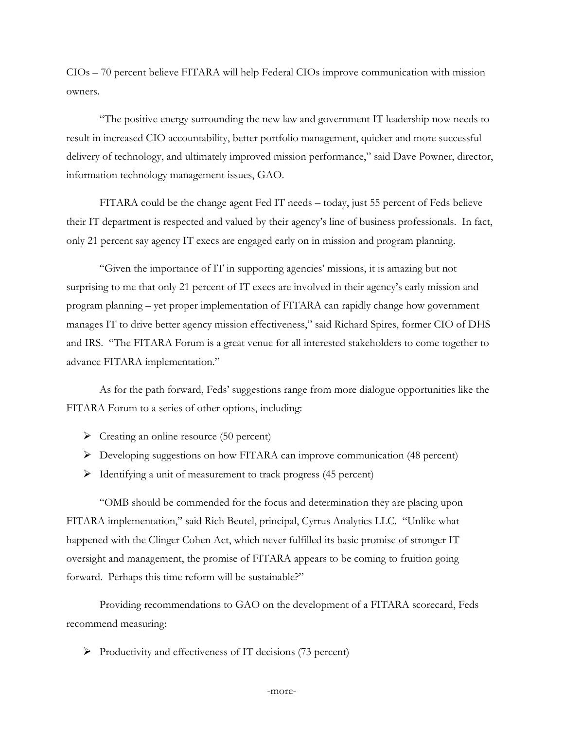CIOs – 70 percent believe FITARA will help Federal CIOs improve communication with mission owners.

"The positive energy surrounding the new law and government IT leadership now needs to result in increased CIO accountability, better portfolio management, quicker and more successful delivery of technology, and ultimately improved mission performance," said Dave Powner, director, information technology management issues, GAO.

FITARA could be the change agent Fed IT needs – today, just 55 percent of Feds believe their IT department is respected and valued by their agency's line of business professionals. In fact, only 21 percent say agency IT execs are engaged early on in mission and program planning.

"Given the importance of IT in supporting agencies' missions, it is amazing but not surprising to me that only 21 percent of IT execs are involved in their agency's early mission and program planning – yet proper implementation of FITARA can rapidly change how government manages IT to drive better agency mission effectiveness," said Richard Spires, former CIO of DHS and IRS. "The FITARA Forum is a great venue for all interested stakeholders to come together to advance FITARA implementation."

As for the path forward, Feds' suggestions range from more dialogue opportunities like the FITARA Forum to a series of other options, including:

- Creating an online resource (50 percent)
- Developing suggestions on how FITARA can improve communication (48 percent)
- Identifying a unit of measurement to track progress (45 percent)

"OMB should be commended for the focus and determination they are placing upon FITARA implementation," said Rich Beutel, principal, Cyrrus Analytics LLC. "Unlike what happened with the Clinger Cohen Act, which never fulfilled its basic promise of stronger IT oversight and management, the promise of FITARA appears to be coming to fruition going forward. Perhaps this time reform will be sustainable?"

Providing recommendations to GAO on the development of a FITARA scorecard, Feds recommend measuring:

- Productivity and effectiveness of IT decisions (73 percent)

-more-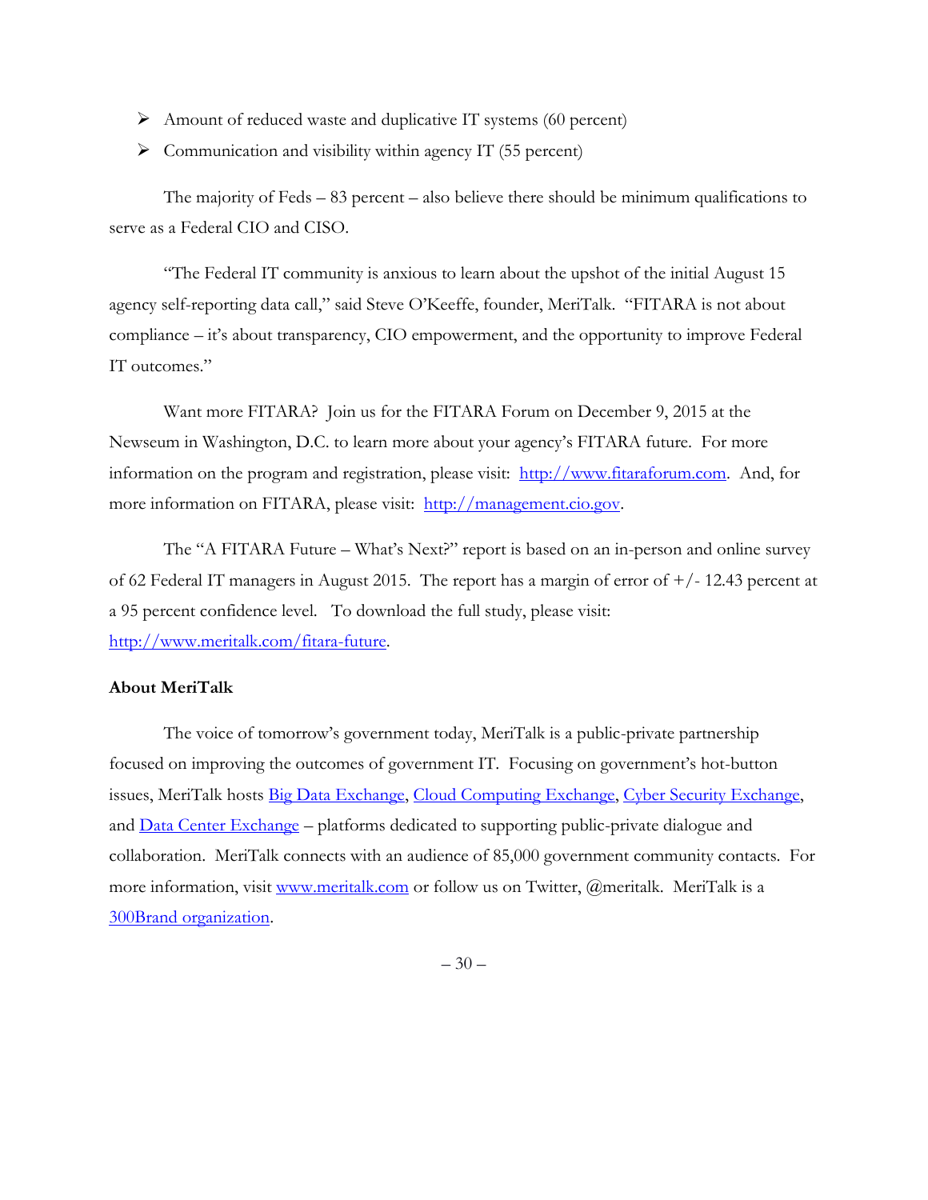- Amount of reduced waste and duplicative IT systems (60 percent)
- Communication and visibility within agency IT (55 percent)

The majority of Feds – 83 percent – also believe there should be minimum qualifications to serve as a Federal CIO and CISO.

"The Federal IT community is anxious to learn about the upshot of the initial August 15 agency self-reporting data call," said Steve O'Keeffe, founder, MeriTalk. "FITARA is not about compliance – it's about transparency, CIO empowerment, and the opportunity to improve Federal IT outcomes."

Want more FITARA? Join us for the FITARA Forum on December 9, 2015 at the Newseum in Washington, D.C. to learn more about your agency's FITARA future. For more information on the program and registration, please visit: http://www.fitaraforum.com. And, for more information on FITARA, please visit: http://management.cio.gov.

The "A FITARA Future – What's Next?" report is based on an in-person and online survey of 62 Federal IT managers in August 2015. The report has a margin of error of +/- 12.43 percent at a 95 percent confidence level. To download the full study, please visit: http://www.meritalk.com/fitara-future.

**About MeriTalk**

The voice of tomorrow's government today, MeriTalk is a public-private partnership focused on improving the outcomes of government IT. Focusing on government's hot-button issues, MeriTalk hosts Big Data Exchange, Cloud Computing Exchange, Cyber Security Exchange, and Data Center Exchange – platforms dedicated to supporting public-private dialogue and collaboration. MeriTalk connects with an audience of 85,000 government community contacts. For more information, visit www.meritalk.com or follow us on Twitter, @meritalk. MeriTalk is a 300Brand organization.

– 30 –